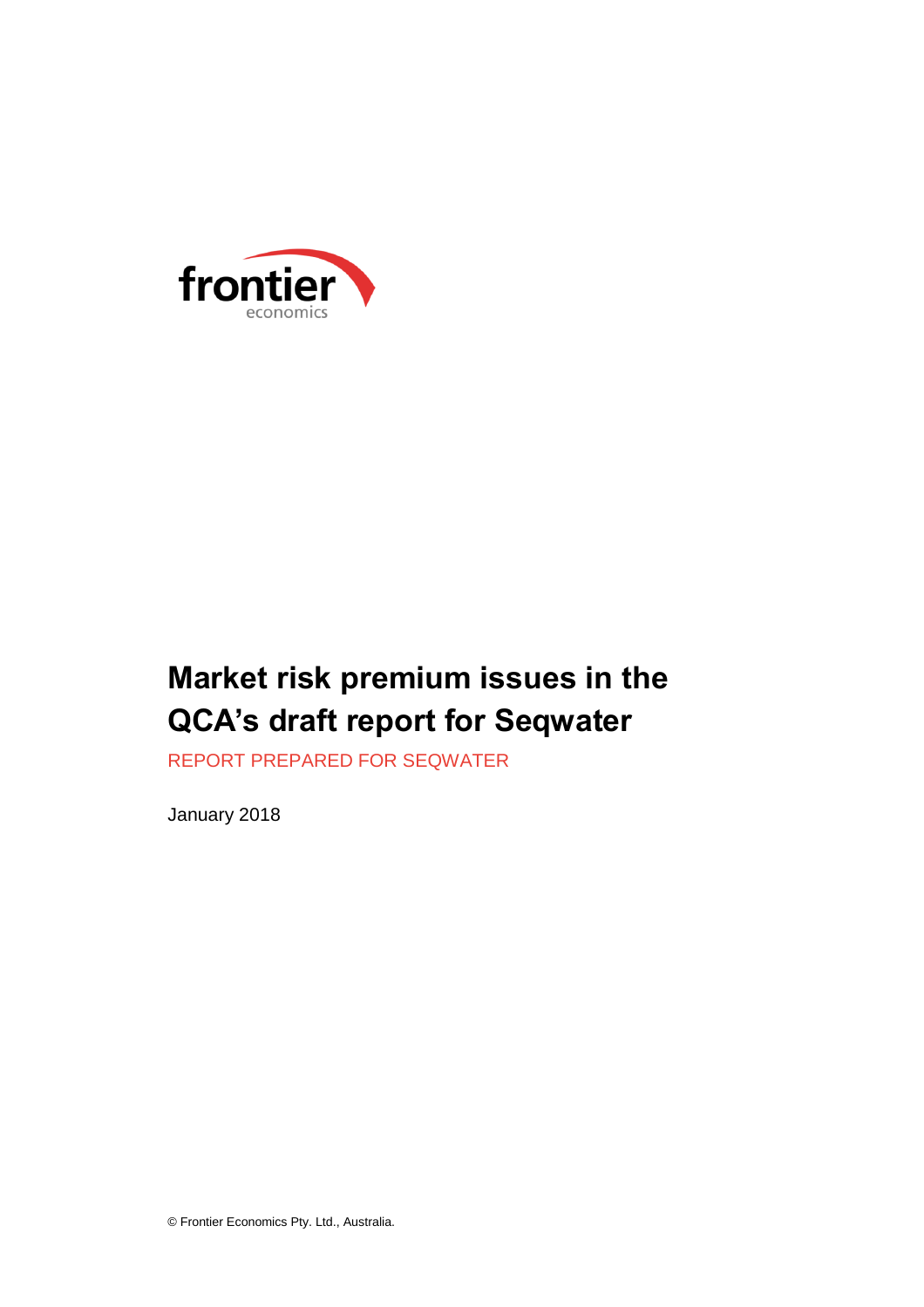frontier economics

# Market risk premium issues in the QCA's draft report for Seqwater

REPORT PREPARED FOR SEQWATER

January 2018

© Frontier Economics Pty. Ltd., Australia.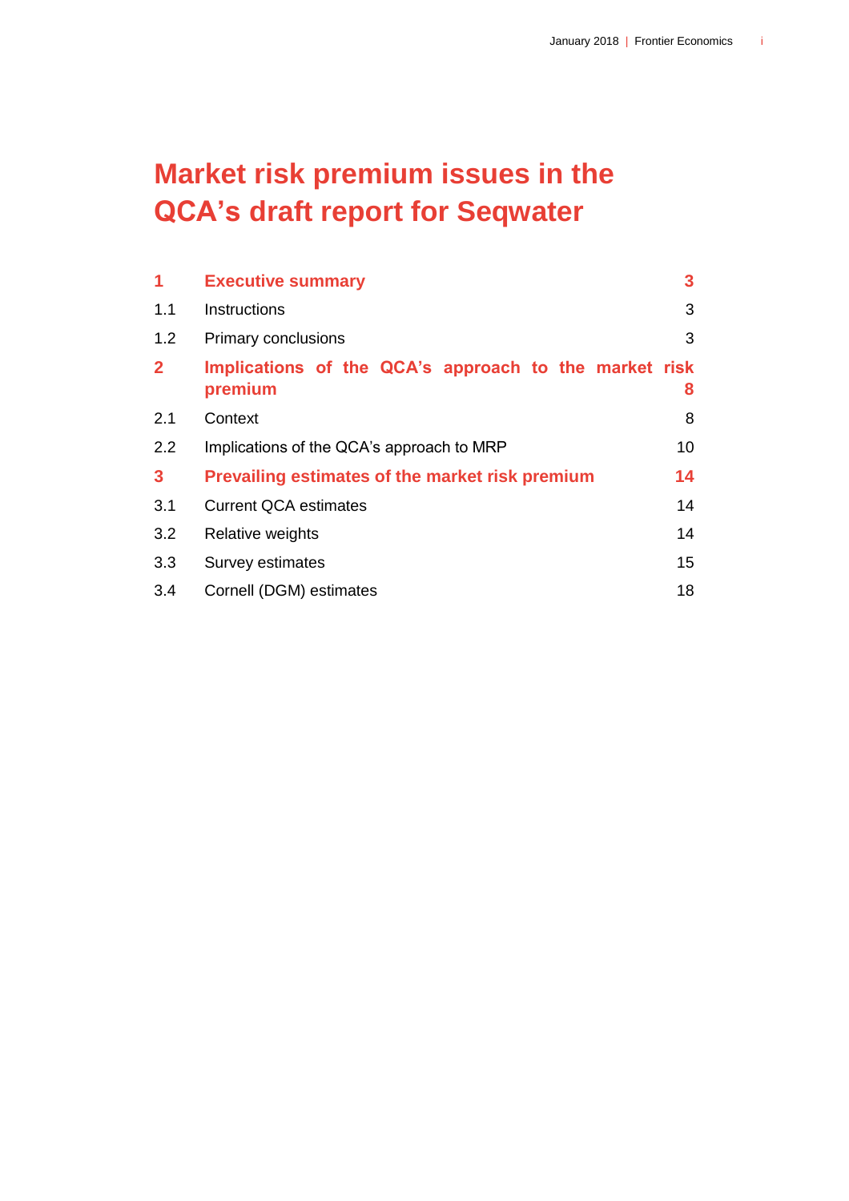# Market risk premium issues in the QCA's draft report for Seqwater

| | | |
|---|---|---|
| **1** | **Executive summary** | **3** |
| 1.1 | Instructions | 3 |
| 1.2 | Primary conclusions | 3 |
| **2** | **Implications of the QCA's approach to the market risk premium** | **8** |
| 2.1 | Context | 8 |
| 2.2 | Implications of the QCA's approach to MRP | 10 |
| **3** | **Prevailing estimates of the market risk premium** | **14** |
| 3.1 | Current QCA estimates | 14 |
| 3.2 | Relative weights | 14 |
| 3.3 | Survey estimates | 15 |
| 3.4 | Cornell (DGM) estimates | 18 |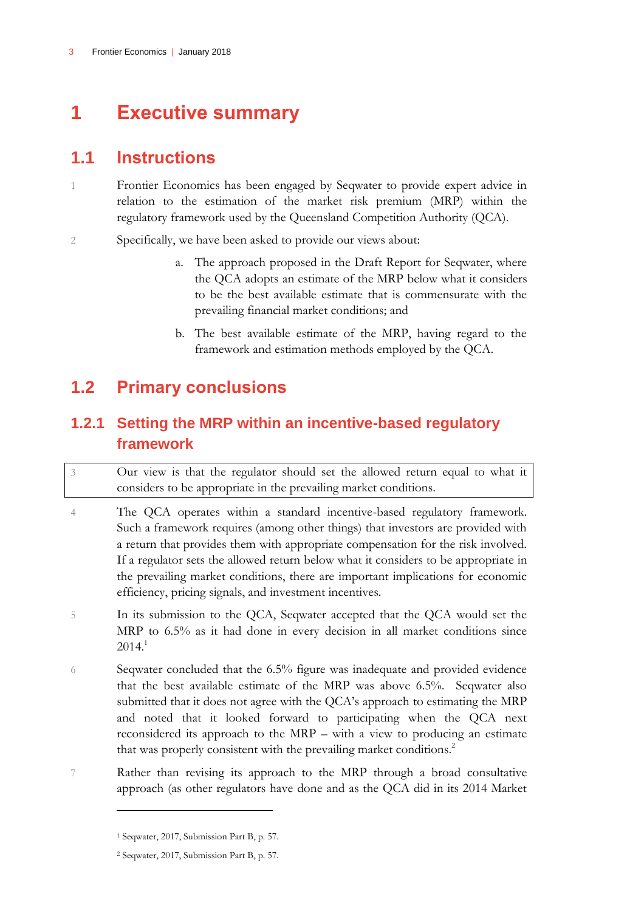# 1 Executive summary

## 1.1 Instructions

1 Frontier Economics has been engaged by Seqwater to provide expert advice in relation to the estimation of the market risk premium (MRP) within the regulatory framework used by the Queensland Competition Authority (QCA).

2 Specifically, we have been asked to provide our views about:

a. The approach proposed in the Draft Report for Seqwater, where the QCA adopts an estimate of the MRP below what it considers to be the best available estimate that is commensurate with the prevailing financial market conditions; and

b. The best available estimate of the MRP, having regard to the framework and estimation methods employed by the QCA.

## 1.2 Primary conclusions

### 1.2.1 Setting the MRP within an incentive-based regulatory framework

3 Our view is that the regulator should set the allowed return equal to what it considers to be appropriate in the prevailing market conditions.

4 The QCA operates within a standard incentive-based regulatory framework. Such a framework requires (among other things) that investors are provided with a return that provides them with appropriate compensation for the risk involved. If a regulator sets the allowed return below what it considers to be appropriate in the prevailing market conditions, there are important implications for economic efficiency, pricing signals, and investment incentives.

5 In its submission to the QCA, Seqwater accepted that the QCA would set the MRP to 6.5% as it had done in every decision in all market conditions since 2014.[1]

6 Seqwater concluded that the 6.5% figure was inadequate and provided evidence that the best available estimate of the MRP was above 6.5%. Seqwater also submitted that it does not agree with the QCA's approach to estimating the MRP and noted that it looked forward to participating when the QCA next reconsidered its approach to the MRP – with a view to producing an estimate that was properly consistent with the prevailing market conditions.[2]

7 Rather than revising its approach to the MRP through a broad consultative approach (as other regulators have done and as the QCA did in its 2014 Market

---

[1] Seqwater, 2017, Submission Part B, p. 57.

[2] Seqwater, 2017, Submission Part B, p. 57.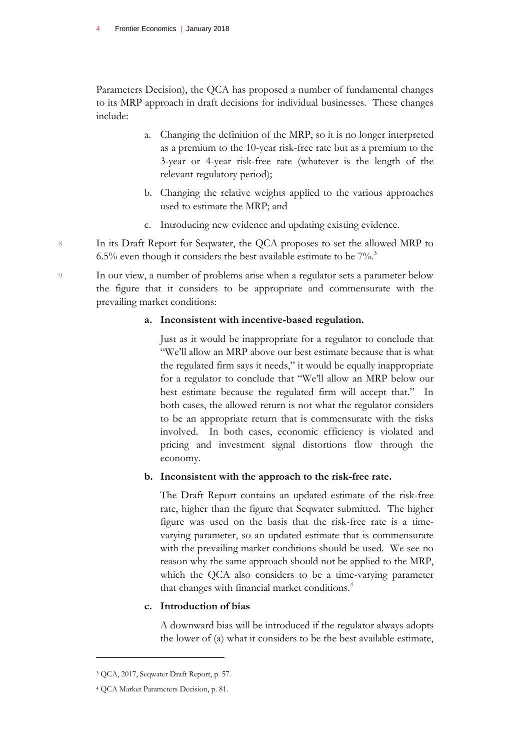Parameters Decision), the QCA has proposed a number of fundamental changes to its MRP approach in draft decisions for individual businesses. These changes include:

a. Changing the definition of the MRP, so it is no longer interpreted as a premium to the 10-year risk-free rate but as a premium to the 3-year or 4-year risk-free rate (whatever is the length of the relevant regulatory period);

b. Changing the relative weights applied to the various approaches used to estimate the MRP; and

c. Introducing new evidence and updating existing evidence.

8 In its Draft Report for Seqwater, the QCA proposes to set the allowed MRP to 6.5% even though it considers the best available estimate to be 7%.[3]

9 In our view, a number of problems arise when a regulator sets a parameter below the figure that it considers to be appropriate and commensurate with the prevailing market conditions:

**a. Inconsistent with incentive-based regulation.**

Just as it would be inappropriate for a regulator to conclude that "We'll allow an MRP above our best estimate because that is what the regulated firm says it needs," it would be equally inappropriate for a regulator to conclude that "We'll allow an MRP below our best estimate because the regulated firm will accept that." In both cases, the allowed return is not what the regulator considers to be an appropriate return that is commensurate with the risks involved. In both cases, economic efficiency is violated and pricing and investment signal distortions flow through the economy.

**b. Inconsistent with the approach to the risk-free rate.**

The Draft Report contains an updated estimate of the risk-free rate, higher than the figure that Seqwater submitted. The higher figure was used on the basis that the risk-free rate is a time-varying parameter, so an updated estimate that is commensurate with the prevailing market conditions should be used. We see no reason why the same approach should not be applied to the MRP, which the QCA also considers to be a time-varying parameter that changes with financial market conditions.[4]

**c. Introduction of bias**

A downward bias will be introduced if the regulator always adopts the lower of (a) what it considers to be the best available estimate,

---

[3] QCA, 2017, Seqwater Draft Report, p. 57.

[4] QCA Market Parameters Decision, p. 81.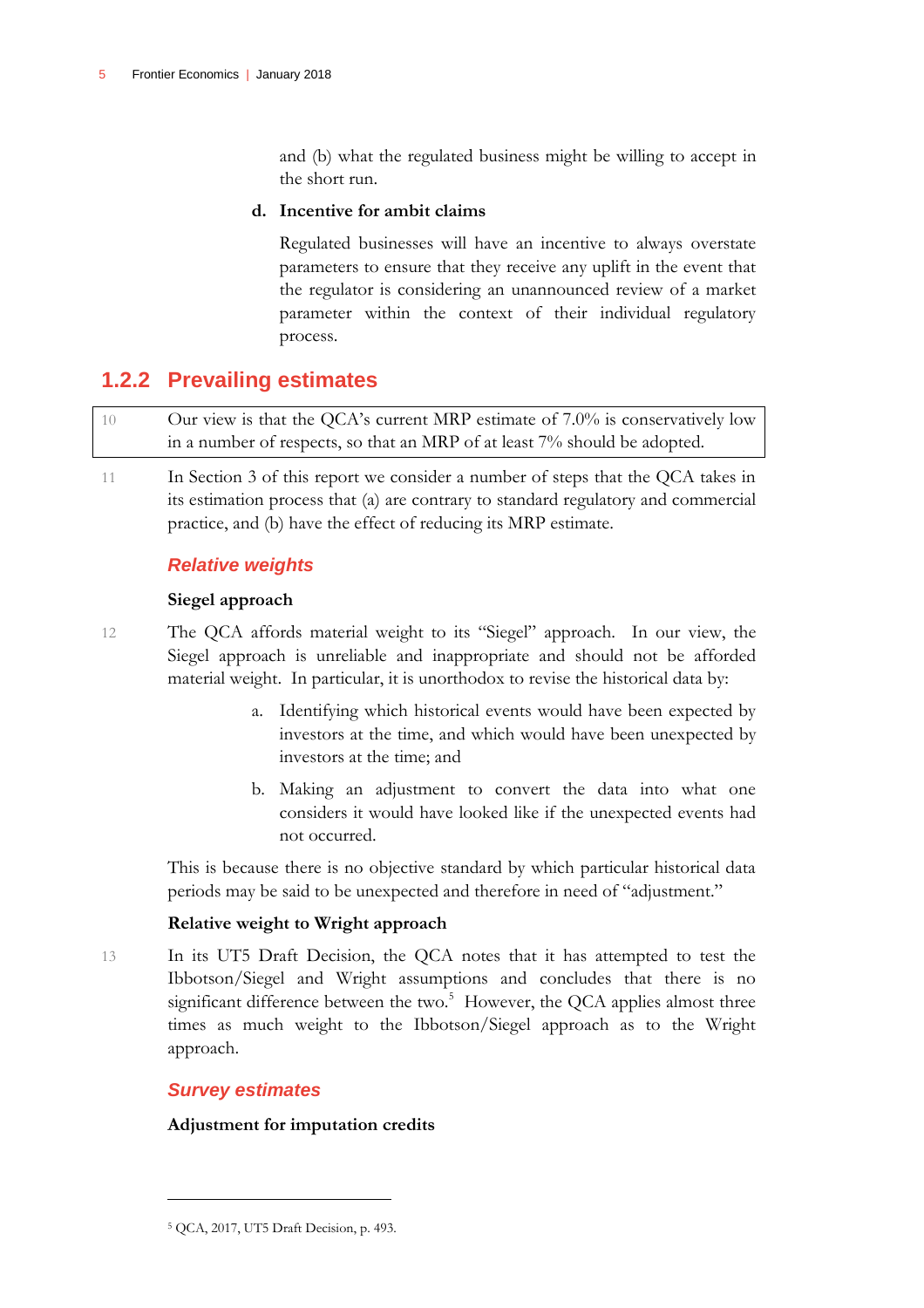and (b) what the regulated business might be willing to accept in the short run.

d. **Incentive for ambit claims**

Regulated businesses will have an incentive to always overstate parameters to ensure that they receive any uplift in the event that the regulator is considering an unannounced review of a market parameter within the context of their individual regulatory process.

### 1.2.2 Prevailing estimates

10 Our view is that the QCA's current MRP estimate of 7.0% is conservatively low in a number of respects, so that an MRP of at least 7% should be adopted.

11 In Section 3 of this report we consider a number of steps that the QCA takes in its estimation process that (a) are contrary to standard regulatory and commercial practice, and (b) have the effect of reducing its MRP estimate.

#### *Relative weights*

**Siegel approach**

12 The QCA affords material weight to its "Siegel" approach. In our view, the Siegel approach is unreliable and inappropriate and should not be afforded material weight. In particular, it is unorthodox to revise the historical data by:

a. Identifying which historical events would have been expected by investors at the time, and which would have been unexpected by investors at the time; and

b. Making an adjustment to convert the data into what one considers it would have looked like if the unexpected events had not occurred.

This is because there is no objective standard by which particular historical data periods may be said to be unexpected and therefore in need of "adjustment."

**Relative weight to Wright approach**

13 In its UT5 Draft Decision, the QCA notes that it has attempted to test the Ibbotson/Siegel and Wright assumptions and concludes that there is no significant difference between the two.[5] However, the QCA applies almost three times as much weight to the Ibbotson/Siegel approach as to the Wright approach.

#### *Survey estimates*

**Adjustment for imputation credits**

[5] QCA, 2017, UT5 Draft Decision, p. 493.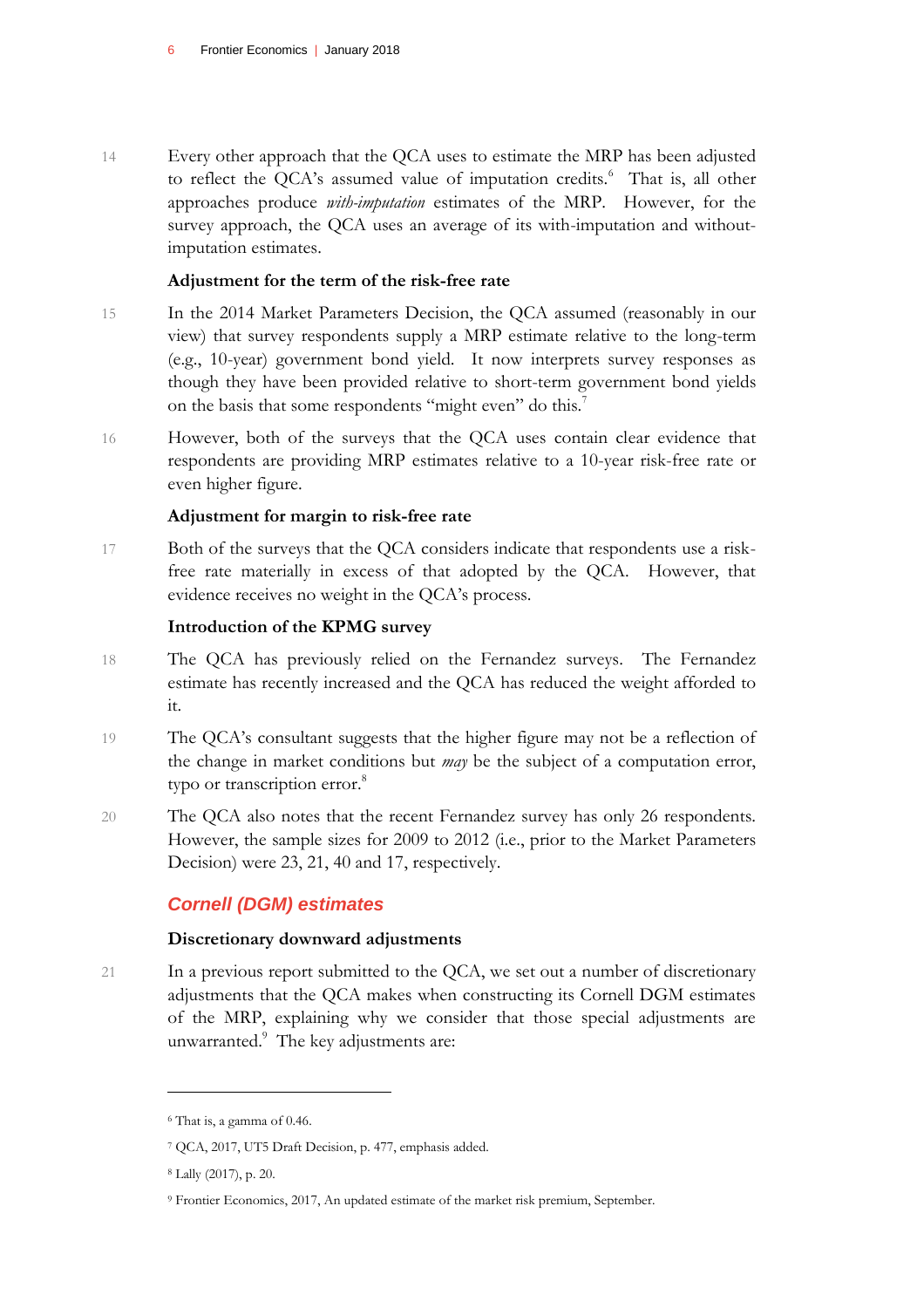14 Every other approach that the QCA uses to estimate the MRP has been adjusted to reflect the QCA's assumed value of imputation credits.[6] That is, all other approaches produce *with-imputation* estimates of the MRP. However, for the survey approach, the QCA uses an average of its with-imputation and without-imputation estimates.

**Adjustment for the term of the risk-free rate**

15 In the 2014 Market Parameters Decision, the QCA assumed (reasonably in our view) that survey respondents supply a MRP estimate relative to the long-term (e.g., 10-year) government bond yield. It now interprets survey responses as though they have been provided relative to short-term government bond yields on the basis that some respondents "might even" do this.[7]

16 However, both of the surveys that the QCA uses contain clear evidence that respondents are providing MRP estimates relative to a 10-year risk-free rate or even higher figure.

**Adjustment for margin to risk-free rate**

17 Both of the surveys that the QCA considers indicate that respondents use a risk-free rate materially in excess of that adopted by the QCA. However, that evidence receives no weight in the QCA's process.

**Introduction of the KPMG survey**

18 The QCA has previously relied on the Fernandez surveys. The Fernandez estimate has recently increased and the QCA has reduced the weight afforded to it.

19 The QCA's consultant suggests that the higher figure may not be a reflection of the change in market conditions but *may* be the subject of a computation error, typo or transcription error.[8]

20 The QCA also notes that the recent Fernandez survey has only 26 respondents. However, the sample sizes for 2009 to 2012 (i.e., prior to the Market Parameters Decision) were 23, 21, 40 and 17, respectively.

## Cornell (DGM) estimates

**Discretionary downward adjustments**

21 In a previous report submitted to the QCA, we set out a number of discretionary adjustments that the QCA makes when constructing its Cornell DGM estimates of the MRP, explaining why we consider that those special adjustments are unwarranted.[9] The key adjustments are:

---

[6] That is, a gamma of 0.46.

[7] QCA, 2017, UT5 Draft Decision, p. 477, emphasis added.

[8] Lally (2017), p. 20.

[9] Frontier Economics, 2017, An updated estimate of the market risk premium, September.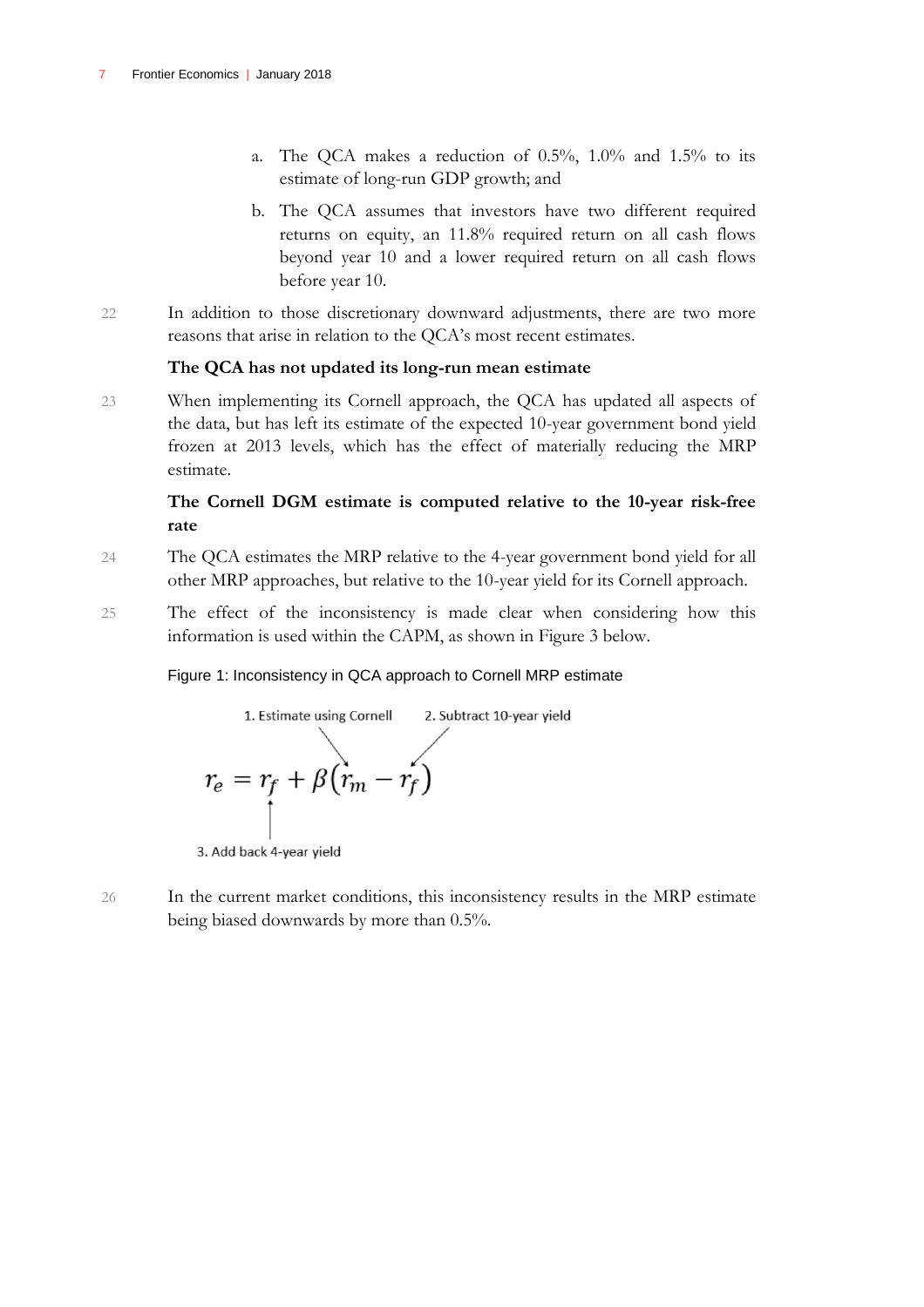a. The QCA makes a reduction of 0.5%, 1.0% and 1.5% to its estimate of long-run GDP growth; and

b. The QCA assumes that investors have two different required returns on equity, an 11.8% required return on all cash flows beyond year 10 and a lower required return on all cash flows before year 10.

22 In addition to those discretionary downward adjustments, there are two more reasons that arise in relation to the QCA's most recent estimates.

**The QCA has not updated its long-run mean estimate**

23 When implementing its Cornell approach, the QCA has updated all aspects of the data, but has left its estimate of the expected 10-year government bond yield frozen at 2013 levels, which has the effect of materially reducing the MRP estimate.

**The Cornell DGM estimate is computed relative to the 10-year risk-free rate**

24 The QCA estimates the MRP relative to the 4-year government bond yield for all other MRP approaches, but relative to the 10-year yield for its Cornell approach.

25 The effect of the inconsistency is made clear when considering how this information is used within the CAPM, as shown in Figure 3 below.

Figure 1: Inconsistency in QCA approach to Cornell MRP estimate

1. Estimate using Cornell    2. Subtract 10-year yield

$$r_e = r_f + \beta(r_m - r_f)$$

3. Add back 4-year yield

26 In the current market conditions, this inconsistency results in the MRP estimate being biased downwards by more than 0.5%.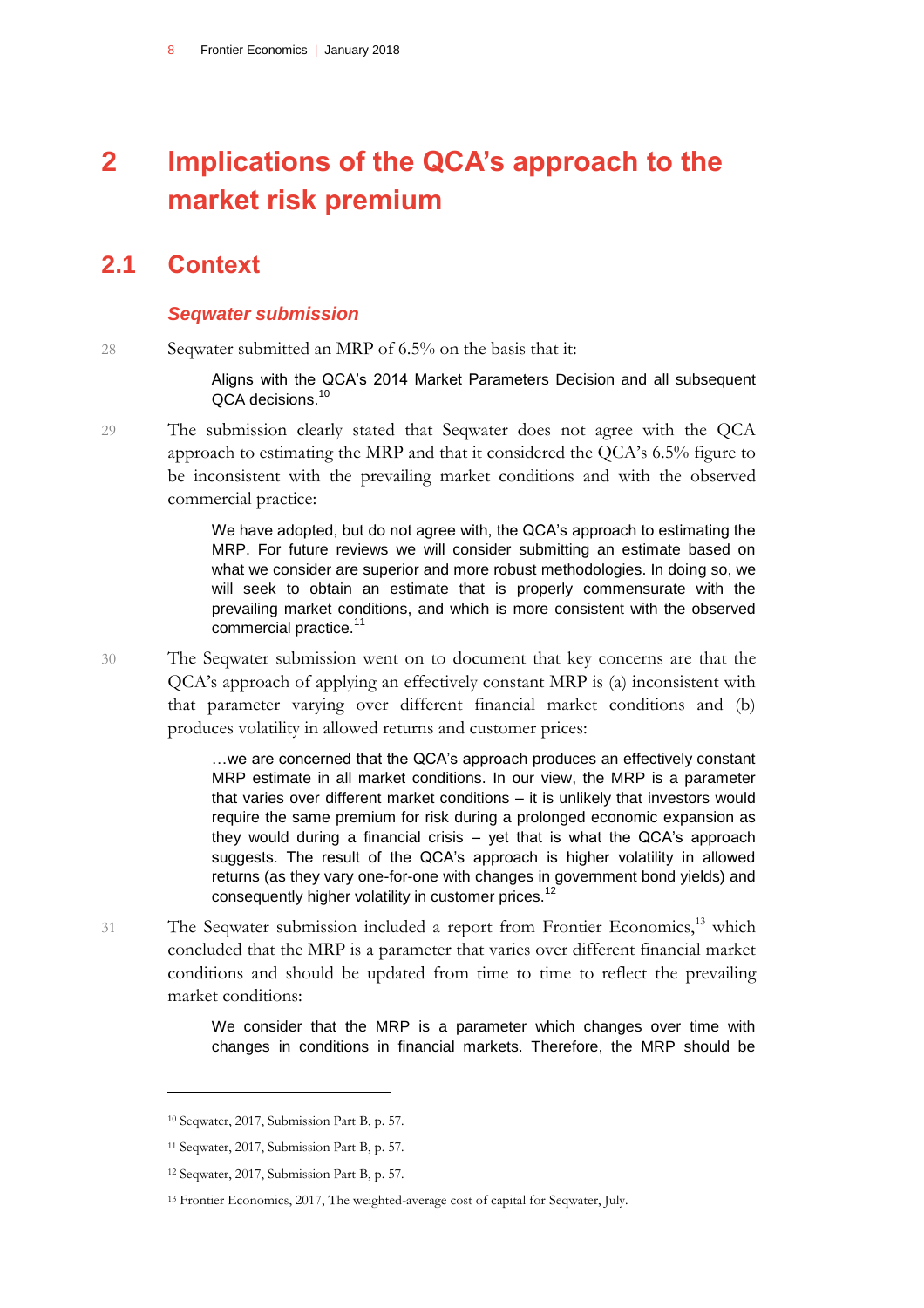# 2 Implications of the QCA's approach to the market risk premium

## 2.1 Context

### *Seqwater submission*

28 Seqwater submitted an MRP of 6.5% on the basis that it:

> Aligns with the QCA's 2014 Market Parameters Decision and all subsequent QCA decisions.[10]

29 The submission clearly stated that Seqwater does not agree with the QCA approach to estimating the MRP and that it considered the QCA's 6.5% figure to be inconsistent with the prevailing market conditions and with the observed commercial practice:

> We have adopted, but do not agree with, the QCA's approach to estimating the MRP. For future reviews we will consider submitting an estimate based on what we consider are superior and more robust methodologies. In doing so, we will seek to obtain an estimate that is properly commensurate with the prevailing market conditions, and which is more consistent with the observed commercial practice.[11]

30 The Seqwater submission went on to document that key concerns are that the QCA's approach of applying an effectively constant MRP is (a) inconsistent with that parameter varying over different financial market conditions and (b) produces volatility in allowed returns and customer prices:

> …we are concerned that the QCA's approach produces an effectively constant MRP estimate in all market conditions. In our view, the MRP is a parameter that varies over different market conditions – it is unlikely that investors would require the same premium for risk during a prolonged economic expansion as they would during a financial crisis – yet that is what the QCA's approach suggests. The result of the QCA's approach is higher volatility in allowed returns (as they vary one-for-one with changes in government bond yields) and consequently higher volatility in customer prices.[12]

31 The Seqwater submission included a report from Frontier Economics,[13] which concluded that the MRP is a parameter that varies over different financial market conditions and should be updated from time to time to reflect the prevailing market conditions:

> We consider that the MRP is a parameter which changes over time with changes in conditions in financial markets. Therefore, the MRP should be

---

[10] Seqwater, 2017, Submission Part B, p. 57.

[11] Seqwater, 2017, Submission Part B, p. 57.

[12] Seqwater, 2017, Submission Part B, p. 57.

[13] Frontier Economics, 2017, The weighted-average cost of capital for Seqwater, July.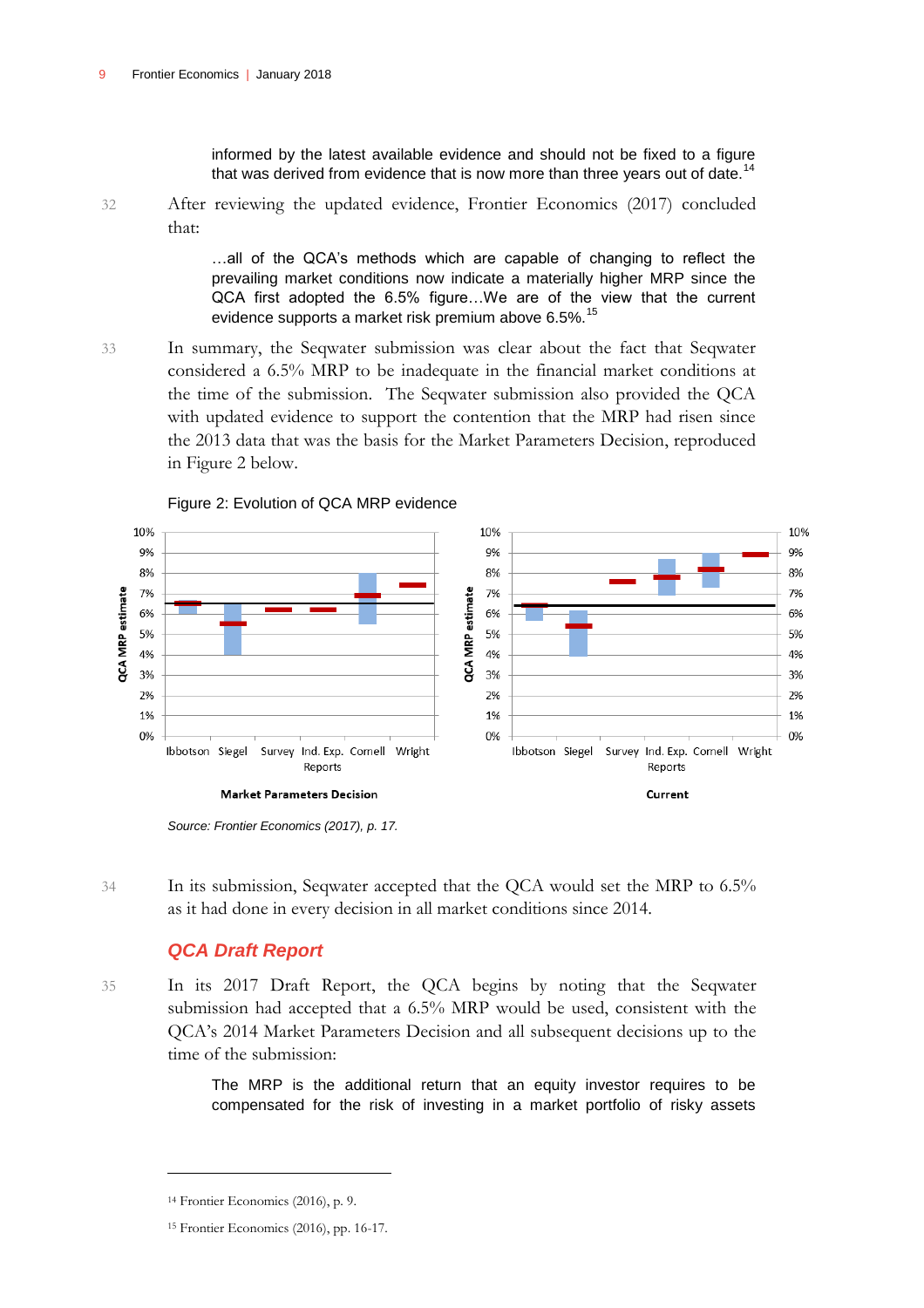> informed by the latest available evidence and should not be fixed to a figure that was derived from evidence that is now more than three years out of date.[14]

32 After reviewing the updated evidence, Frontier Economics (2017) concluded that:

> …all of the QCA's methods which are capable of changing to reflect the prevailing market conditions now indicate a materially higher MRP since the QCA first adopted the 6.5% figure…We are of the view that the current evidence supports a market risk premium above 6.5%.[15]

33 In summary, the Seqwater submission was clear about the fact that Seqwater considered a 6.5% MRP to be inadequate in the financial market conditions at the time of the submission. The Seqwater submission also provided the QCA with updated evidence to support the contention that the MRP had risen since the 2013 data that was the basis for the Market Parameters Decision, reproduced in Figure 2 below.

Figure 2: Evolution of QCA MRP evidence

Source: Frontier Economics (2017), p. 17.

34 In its submission, Seqwater accepted that the QCA would set the MRP to 6.5% as it had done in every decision in all market conditions since 2014.

### QCA Draft Report

35 In its 2017 Draft Report, the QCA begins by noting that the Seqwater submission had accepted that a 6.5% MRP would be used, consistent with the QCA's 2014 Market Parameters Decision and all subsequent decisions up to the time of the submission:

> The MRP is the additional return that an equity investor requires to be compensated for the risk of investing in a market portfolio of risky assets

[14] Frontier Economics (2016), p. 9.

[15] Frontier Economics (2016), pp. 16-17.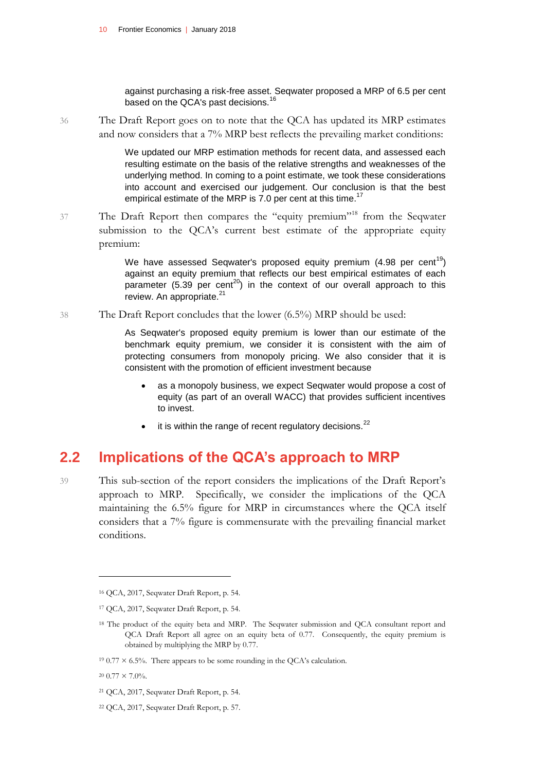against purchasing a risk-free asset. Seqwater proposed a MRP of 6.5 per cent based on the QCA's past decisions.[16]

36 The Draft Report goes on to note that the QCA has updated its MRP estimates and now considers that a 7% MRP best reflects the prevailing market conditions:

> We updated our MRP estimation methods for recent data, and assessed each resulting estimate on the basis of the relative strengths and weaknesses of the underlying method. In coming to a point estimate, we took these considerations into account and exercised our judgement. Our conclusion is that the best empirical estimate of the MRP is 7.0 per cent at this time.[17]

37 The Draft Report then compares the "equity premium"[18] from the Seqwater submission to the QCA's current best estimate of the appropriate equity premium:

> We have assessed Seqwater's proposed equity premium (4.98 per cent[19]) against an equity premium that reflects our best empirical estimates of each parameter (5.39 per cent[20]) in the context of our overall approach to this review. An appropriate.[21]

38 The Draft Report concludes that the lower (6.5%) MRP should be used:

> As Seqwater's proposed equity premium is lower than our estimate of the benchmark equity premium, we consider it is consistent with the aim of protecting consumers from monopoly pricing. We also consider that it is consistent with the promotion of efficient investment because
>
> - as a monopoly business, we expect Seqwater would propose a cost of equity (as part of an overall WACC) that provides sufficient incentives to invest.
> - it is within the range of recent regulatory decisions.[22]

## 2.2 Implications of the QCA's approach to MRP

39 This sub-section of the report considers the implications of the Draft Report's approach to MRP. Specifically, we consider the implications of the QCA maintaining the 6.5% figure for MRP in circumstances where the QCA itself considers that a 7% figure is commensurate with the prevailing financial market conditions.

---

[16] QCA, 2017, Seqwater Draft Report, p. 54.

[17] QCA, 2017, Seqwater Draft Report, p. 54.

[18] The product of the equity beta and MRP. The Seqwater submission and QCA consultant report and QCA Draft Report all agree on an equity beta of 0.77. Consequently, the equity premium is obtained by multiplying the MRP by 0.77.

[19] $0.77 \times 6.5\%$. There appears to be some rounding in the QCA's calculation.

[20] $0.77 \times 7.0\%$.

[21] QCA, 2017, Seqwater Draft Report, p. 54.

[22] QCA, 2017, Seqwater Draft Report, p. 57.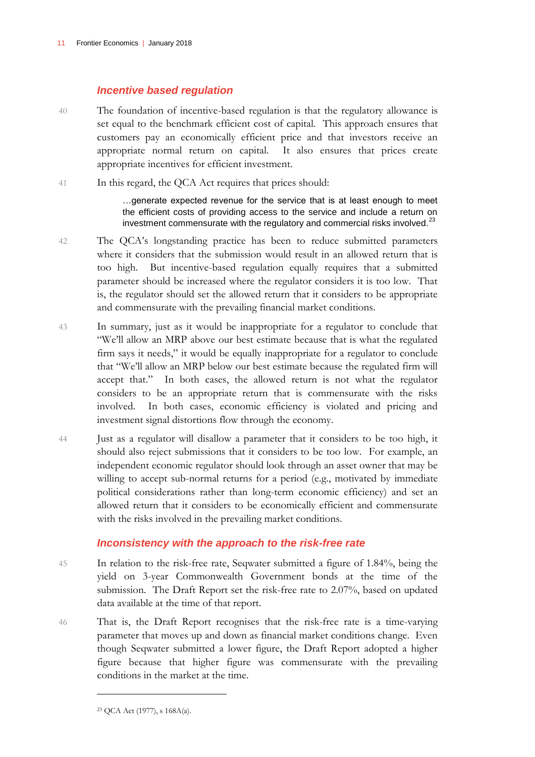### *Incentive based regulation*

40 The foundation of incentive-based regulation is that the regulatory allowance is set equal to the benchmark efficient cost of capital. This approach ensures that customers pay an economically efficient price and that investors receive an appropriate normal return on capital. It also ensures that prices create appropriate incentives for efficient investment.

41 In this regard, the QCA Act requires that prices should:

> …generate expected revenue for the service that is at least enough to meet the efficient costs of providing access to the service and include a return on investment commensurate with the regulatory and commercial risks involved.[23]

42 The QCA's longstanding practice has been to reduce submitted parameters where it considers that the submission would result in an allowed return that is too high. But incentive-based regulation equally requires that a submitted parameter should be increased where the regulator considers it is too low. That is, the regulator should set the allowed return that it considers to be appropriate and commensurate with the prevailing financial market conditions.

43 In summary, just as it would be inappropriate for a regulator to conclude that "We'll allow an MRP above our best estimate because that is what the regulated firm says it needs," it would be equally inappropriate for a regulator to conclude that "We'll allow an MRP below our best estimate because the regulated firm will accept that." In both cases, the allowed return is not what the regulator considers to be an appropriate return that is commensurate with the risks involved. In both cases, economic efficiency is violated and pricing and investment signal distortions flow through the economy.

44 Just as a regulator will disallow a parameter that it considers to be too high, it should also reject submissions that it considers to be too low. For example, an independent economic regulator should look through an asset owner that may be willing to accept sub-normal returns for a period (e.g., motivated by immediate political considerations rather than long-term economic efficiency) and set an allowed return that it considers to be economically efficient and commensurate with the risks involved in the prevailing market conditions.

### *Inconsistency with the approach to the risk-free rate*

45 In relation to the risk-free rate, Seqwater submitted a figure of 1.84%, being the yield on 3-year Commonwealth Government bonds at the time of the submission. The Draft Report set the risk-free rate to 2.07%, based on updated data available at the time of that report.

46 That is, the Draft Report recognises that the risk-free rate is a time-varying parameter that moves up and down as financial market conditions change. Even though Seqwater submitted a lower figure, the Draft Report adopted a higher figure because that higher figure was commensurate with the prevailing conditions in the market at the time.

---

[23] QCA Act (1977), s 168A(a).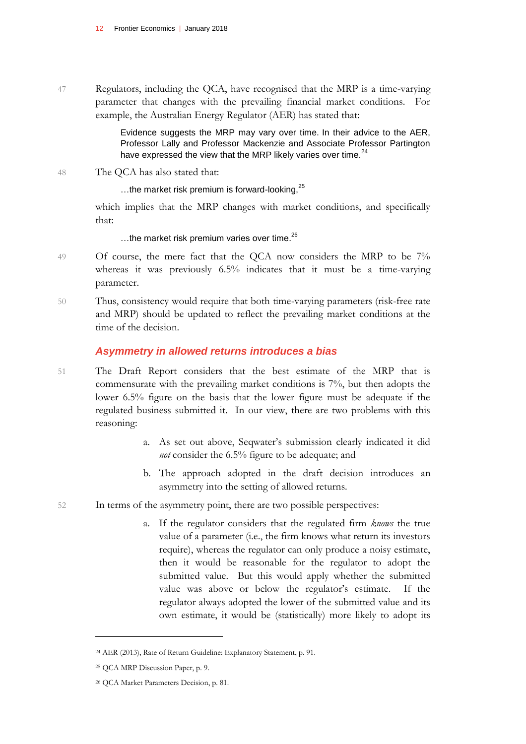47 Regulators, including the QCA, have recognised that the MRP is a time-varying parameter that changes with the prevailing financial market conditions. For example, the Australian Energy Regulator (AER) has stated that:

> Evidence suggests the MRP may vary over time. In their advice to the AER, Professor Lally and Professor Mackenzie and Associate Professor Partington have expressed the view that the MRP likely varies over time.[24]

48 The QCA has also stated that:

> …the market risk premium is forward-looking,[25]

which implies that the MRP changes with market conditions, and specifically that:

> …the market risk premium varies over time.[26]

49 Of course, the mere fact that the QCA now considers the MRP to be 7% whereas it was previously 6.5% indicates that it must be a time-varying parameter.

50 Thus, consistency would require that both time-varying parameters (risk-free rate and MRP) should be updated to reflect the prevailing market conditions at the time of the decision.

### *Asymmetry in allowed returns introduces a bias*

51 The Draft Report considers that the best estimate of the MRP that is commensurate with the prevailing market conditions is 7%, but then adopts the lower 6.5% figure on the basis that the lower figure must be adequate if the regulated business submitted it. In our view, there are two problems with this reasoning:

a. As set out above, Seqwater's submission clearly indicated it did *not* consider the 6.5% figure to be adequate; and

b. The approach adopted in the draft decision introduces an asymmetry into the setting of allowed returns.

52 In terms of the asymmetry point, there are two possible perspectives:

a. If the regulator considers that the regulated firm *knows* the true value of a parameter (i.e., the firm knows what return its investors require), whereas the regulator can only produce a noisy estimate, then it would be reasonable for the regulator to adopt the submitted value. But this would apply whether the submitted value was above or below the regulator's estimate. If the regulator always adopted the lower of the submitted value and its own estimate, it would be (statistically) more likely to adopt its

---

[24] AER (2013), Rate of Return Guideline: Explanatory Statement, p. 91.

[25] QCA MRP Discussion Paper, p. 9.

[26] QCA Market Parameters Decision, p. 81.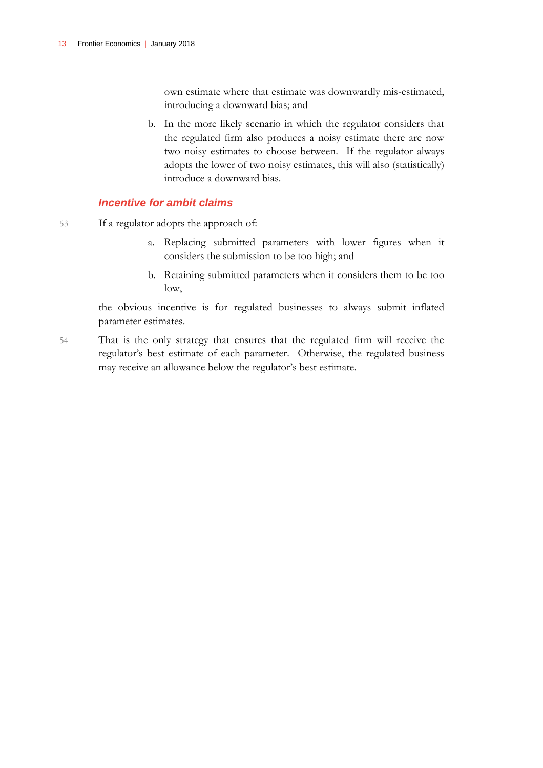own estimate where that estimate was downwardly mis-estimated, introducing a downward bias; and

b. In the more likely scenario in which the regulator considers that the regulated firm also produces a noisy estimate there are now two noisy estimates to choose between. If the regulator always adopts the lower of two noisy estimates, this will also (statistically) introduce a downward bias.

### *Incentive for ambit claims*

53 If a regulator adopts the approach of:

a. Replacing submitted parameters with lower figures when it considers the submission to be too high; and

b. Retaining submitted parameters when it considers them to be too low,

the obvious incentive is for regulated businesses to always submit inflated parameter estimates.

54 That is the only strategy that ensures that the regulated firm will receive the regulator's best estimate of each parameter. Otherwise, the regulated business may receive an allowance below the regulator's best estimate.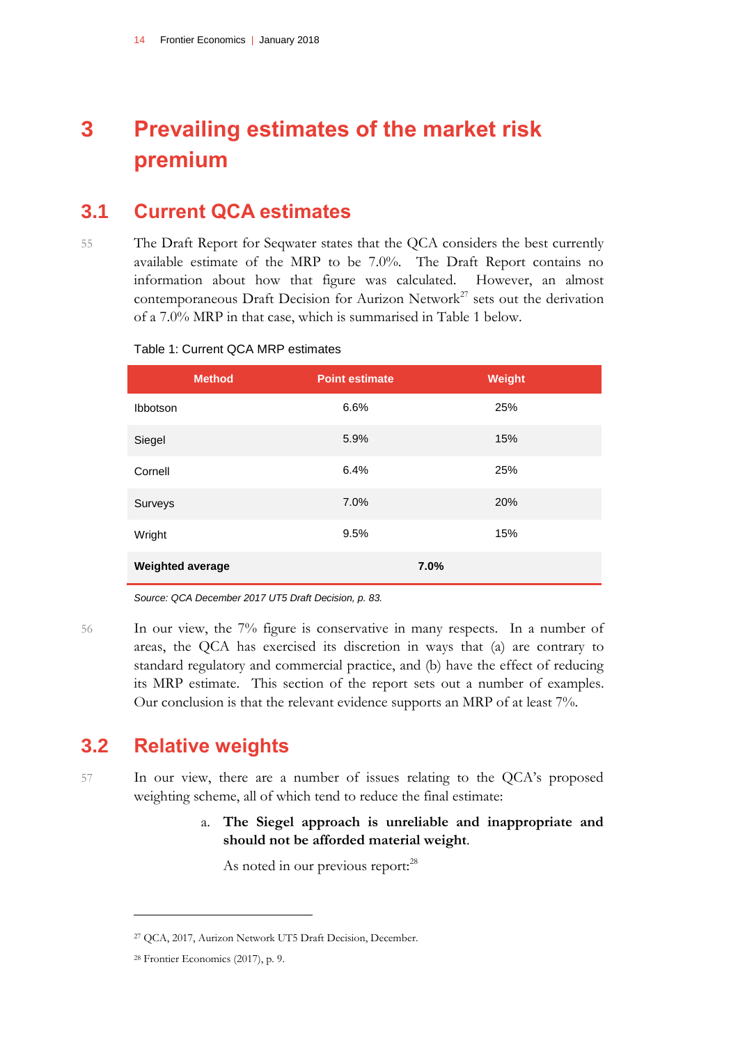# 3 Prevailing estimates of the market risk premium

## 3.1 Current QCA estimates

55 The Draft Report for Seqwater states that the QCA considers the best currently available estimate of the MRP to be 7.0%. The Draft Report contains no information about how that figure was calculated. However, an almost contemporaneous Draft Decision for Aurizon Network[27] sets out the derivation of a 7.0% MRP in that case, which is summarised in Table 1 below.

Table 1: Current QCA MRP estimates

| Method | Point estimate | Weight |
|---|---|---|
| Ibbotson | 6.6% | 25% |
| Siegel | 5.9% | 15% |
| Cornell | 6.4% | 25% |
| Surveys | 7.0% | 20% |
| Wright | 9.5% | 15% |
| **Weighted average** | **7.0%** | |

*Source: QCA December 2017 UT5 Draft Decision, p. 83.*

56 In our view, the 7% figure is conservative in many respects. In a number of areas, the QCA has exercised its discretion in ways that (a) are contrary to standard regulatory and commercial practice, and (b) have the effect of reducing its MRP estimate. This section of the report sets out a number of examples. Our conclusion is that the relevant evidence supports an MRP of at least 7%.

## 3.2 Relative weights

57 In our view, there are a number of issues relating to the QCA's proposed weighting scheme, all of which tend to reduce the final estimate:

a. **The Siegel approach is unreliable and inappropriate and should not be afforded material weight**.

As noted in our previous report:[28]

[27] QCA, 2017, Aurizon Network UT5 Draft Decision, December.

[28] Frontier Economics (2017), p. 9.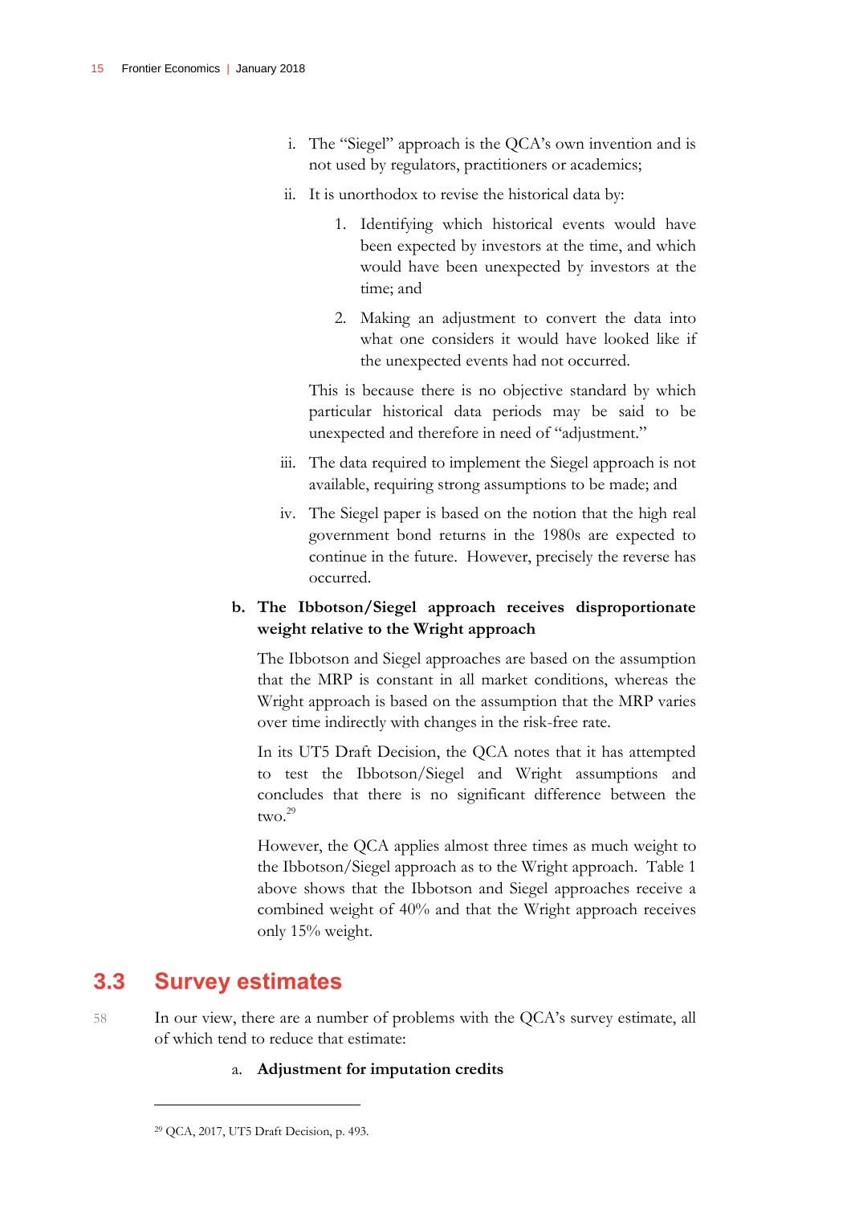i. The "Siegel" approach is the QCA's own invention and is not used by regulators, practitioners or academics;

ii. It is unorthodox to revise the historical data by:

1. Identifying which historical events would have been expected by investors at the time, and which would have been unexpected by investors at the time; and

2. Making an adjustment to convert the data into what one considers it would have looked like if the unexpected events had not occurred.

This is because there is no objective standard by which particular historical data periods may be said to be unexpected and therefore in need of "adjustment."

iii. The data required to implement the Siegel approach is not available, requiring strong assumptions to be made; and

iv. The Siegel paper is based on the notion that the high real government bond returns in the 1980s are expected to continue in the future. However, precisely the reverse has occurred.

**b. The Ibbotson/Siegel approach receives disproportionate weight relative to the Wright approach**

The Ibbotson and Siegel approaches are based on the assumption that the MRP is constant in all market conditions, whereas the Wright approach is based on the assumption that the MRP varies over time indirectly with changes in the risk-free rate.

In its UT5 Draft Decision, the QCA notes that it has attempted to test the Ibbotson/Siegel and Wright assumptions and concludes that there is no significant difference between the two.[29]

However, the QCA applies almost three times as much weight to the Ibbotson/Siegel approach as to the Wright approach. Table 1 above shows that the Ibbotson and Siegel approaches receive a combined weight of 40% and that the Wright approach receives only 15% weight.

## 3.3 Survey estimates

58 In our view, there are a number of problems with the QCA's survey estimate, all of which tend to reduce that estimate:

a. **Adjustment for imputation credits**

[29] QCA, 2017, UT5 Draft Decision, p. 493.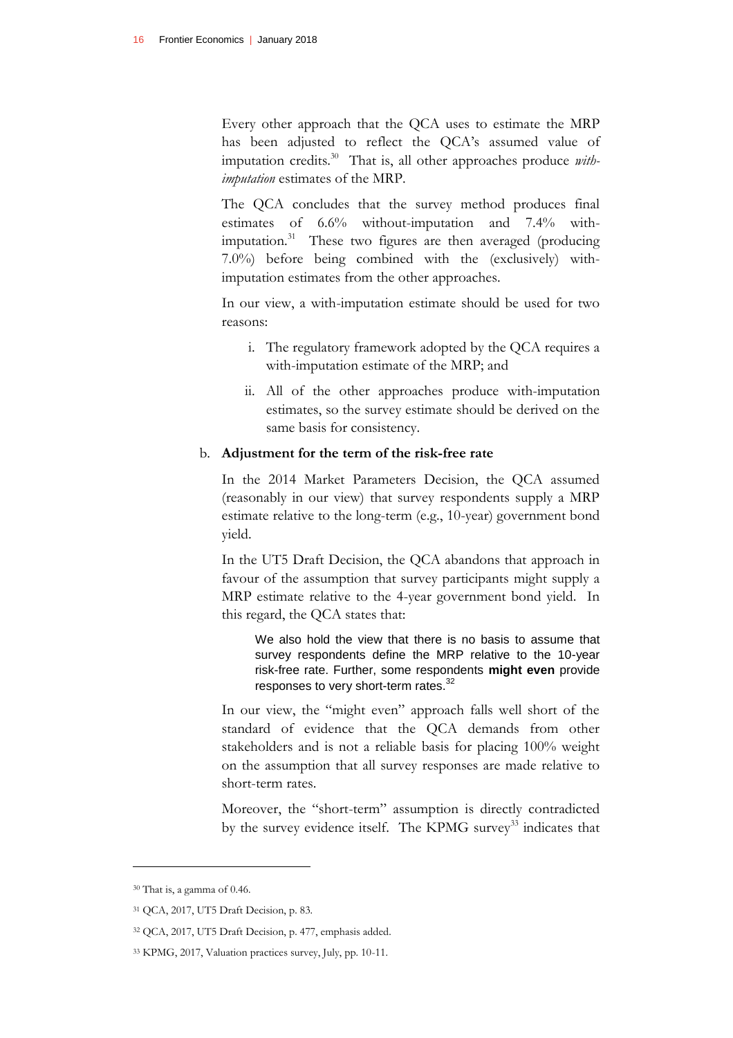Every other approach that the QCA uses to estimate the MRP has been adjusted to reflect the QCA's assumed value of imputation credits.[30] That is, all other approaches produce *with-imputation* estimates of the MRP.

The QCA concludes that the survey method produces final estimates of 6.6% without-imputation and 7.4% with-imputation.[31] These two figures are then averaged (producing 7.0%) before being combined with the (exclusively) with-imputation estimates from the other approaches.

In our view, a with-imputation estimate should be used for two reasons:

i. The regulatory framework adopted by the QCA requires a with-imputation estimate of the MRP; and

ii. All of the other approaches produce with-imputation estimates, so the survey estimate should be derived on the same basis for consistency.

b. **Adjustment for the term of the risk-free rate**

In the 2014 Market Parameters Decision, the QCA assumed (reasonably in our view) that survey respondents supply a MRP estimate relative to the long-term (e.g., 10-year) government bond yield.

In the UT5 Draft Decision, the QCA abandons that approach in favour of the assumption that survey participants might supply a MRP estimate relative to the 4-year government bond yield. In this regard, the QCA states that:

> We also hold the view that there is no basis to assume that survey respondents define the MRP relative to the 10-year risk-free rate. Further, some respondents **might even** provide responses to very short-term rates.[32]

In our view, the "might even" approach falls well short of the standard of evidence that the QCA demands from other stakeholders and is not a reliable basis for placing 100% weight on the assumption that all survey responses are made relative to short-term rates.

Moreover, the "short-term" assumption is directly contradicted by the survey evidence itself. The KPMG survey[33] indicates that

---

[30] That is, a gamma of 0.46.

[31] QCA, 2017, UT5 Draft Decision, p. 83.

[32] QCA, 2017, UT5 Draft Decision, p. 477, emphasis added.

[33] KPMG, 2017, Valuation practices survey, July, pp. 10-11.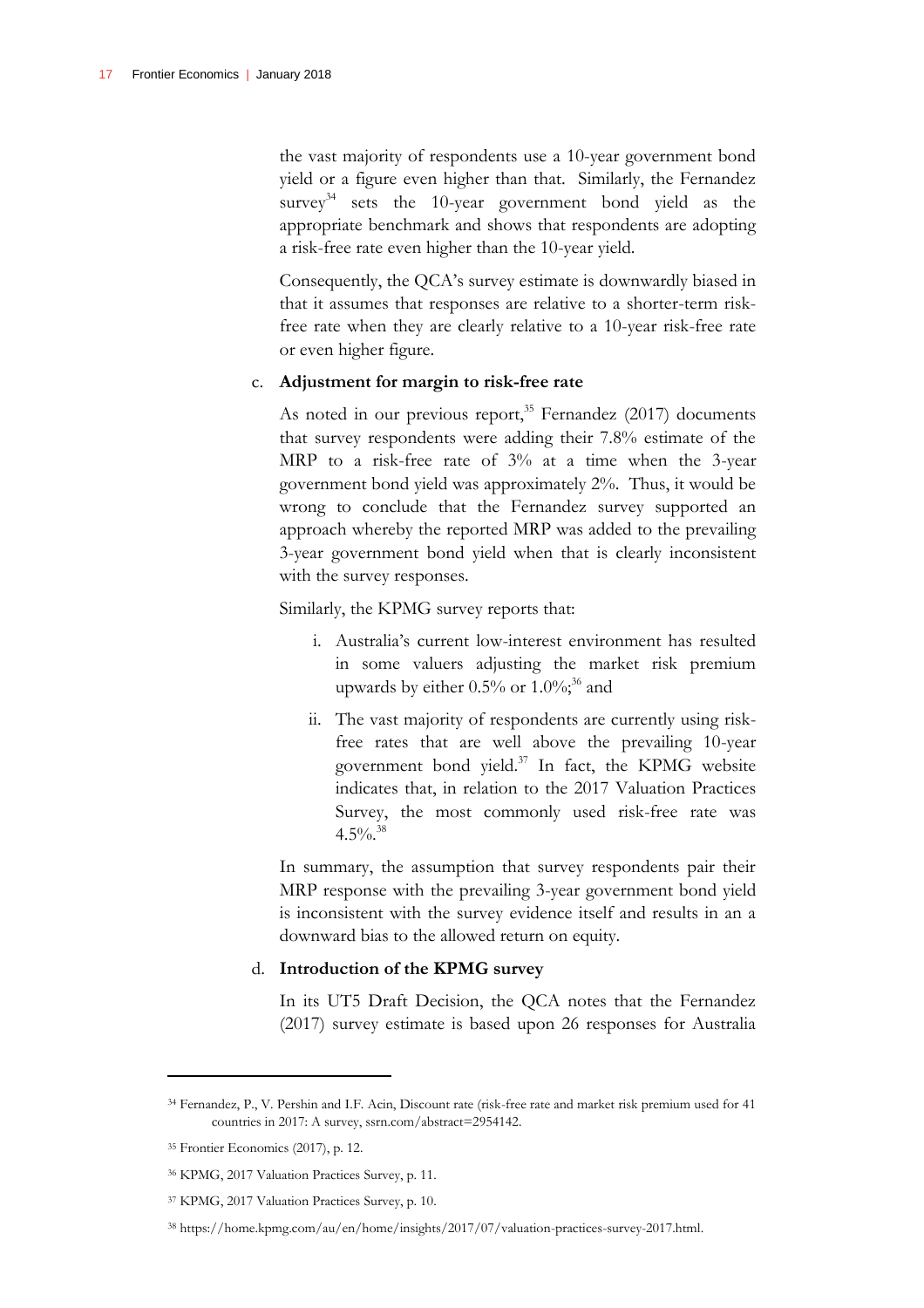the vast majority of respondents use a 10-year government bond yield or a figure even higher than that. Similarly, the Fernandez survey[34] sets the 10-year government bond yield as the appropriate benchmark and shows that respondents are adopting a risk-free rate even higher than the 10-year yield.

Consequently, the QCA's survey estimate is downwardly biased in that it assumes that responses are relative to a shorter-term risk-free rate when they are clearly relative to a 10-year risk-free rate or even higher figure.

c. **Adjustment for margin to risk-free rate**

As noted in our previous report,[35] Fernandez (2017) documents that survey respondents were adding their 7.8% estimate of the MRP to a risk-free rate of 3% at a time when the 3-year government bond yield was approximately 2%. Thus, it would be wrong to conclude that the Fernandez survey supported an approach whereby the reported MRP was added to the prevailing 3-year government bond yield when that is clearly inconsistent with the survey responses.

Similarly, the KPMG survey reports that:

i. Australia's current low-interest environment has resulted in some valuers adjusting the market risk premium upwards by either 0.5% or 1.0%;[36] and

ii. The vast majority of respondents are currently using risk-free rates that are well above the prevailing 10-year government bond yield.[37] In fact, the KPMG website indicates that, in relation to the 2017 Valuation Practices Survey, the most commonly used risk-free rate was 4.5%.[38]

In summary, the assumption that survey respondents pair their MRP response with the prevailing 3-year government bond yield is inconsistent with the survey evidence itself and results in an a downward bias to the allowed return on equity.

d. **Introduction of the KPMG survey**

In its UT5 Draft Decision, the QCA notes that the Fernandez (2017) survey estimate is based upon 26 responses for Australia

---

[34] Fernandez, P., V. Pershin and I.F. Acin, Discount rate (risk-free rate and market risk premium used for 41 countries in 2017: A survey, ssrn.com/abstract=2954142.

[35] Frontier Economics (2017), p. 12.

[36] KPMG, 2017 Valuation Practices Survey, p. 11.

[37] KPMG, 2017 Valuation Practices Survey, p. 10.

[38] https://home.kpmg.com/au/en/home/insights/2017/07/valuation-practices-survey-2017.html.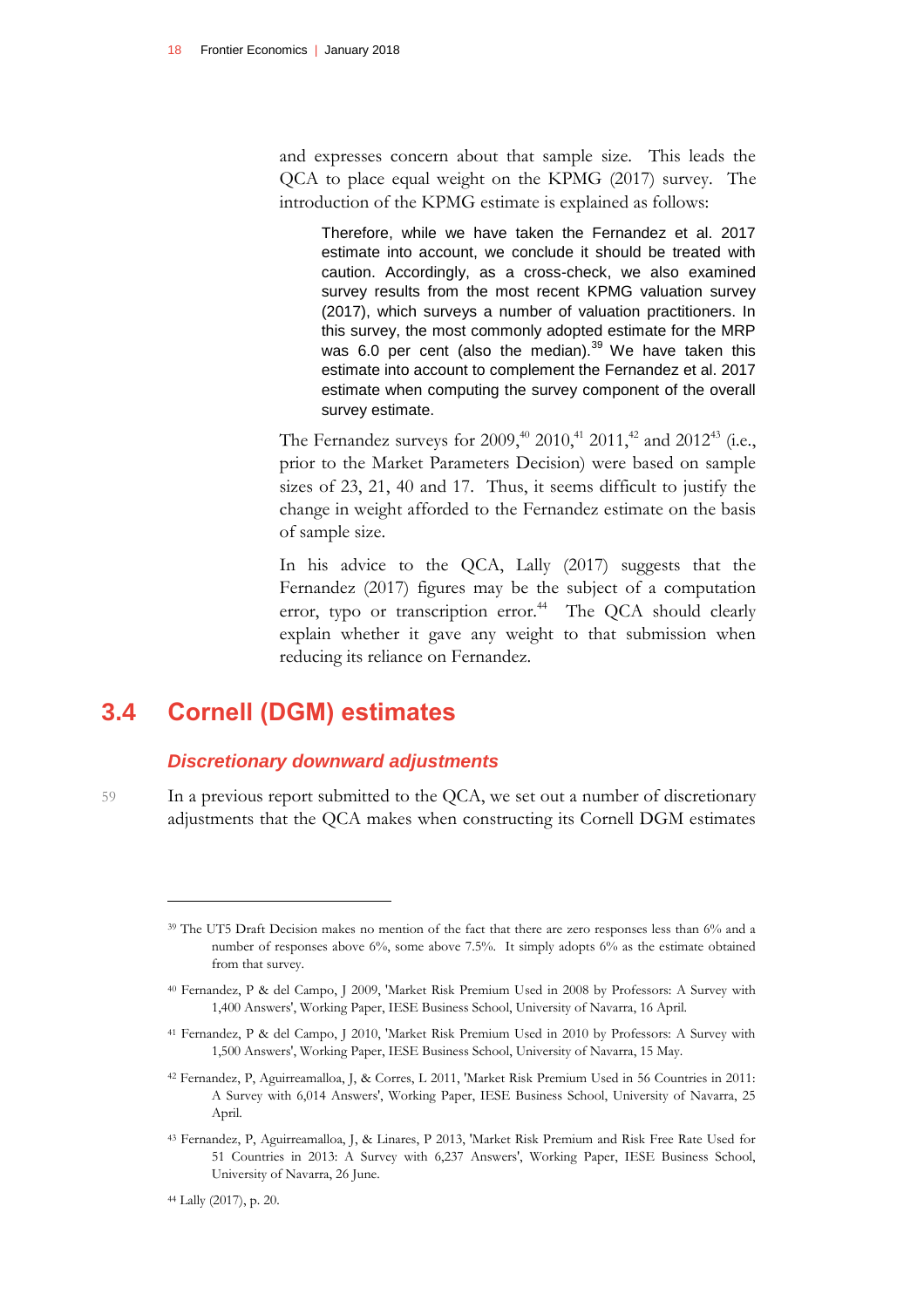and expresses concern about that sample size. This leads the QCA to place equal weight on the KPMG (2017) survey. The introduction of the KPMG estimate is explained as follows:

> Therefore, while we have taken the Fernandez et al. 2017 estimate into account, we conclude it should be treated with caution. Accordingly, as a cross-check, we also examined survey results from the most recent KPMG valuation survey (2017), which surveys a number of valuation practitioners. In this survey, the most commonly adopted estimate for the MRP was 6.0 per cent (also the median).[39] We have taken this estimate into account to complement the Fernandez et al. 2017 estimate when computing the survey component of the overall survey estimate.

The Fernandez surveys for 2009,[40] 2010,[41] 2011,[42] and 2012[43] (i.e., prior to the Market Parameters Decision) were based on sample sizes of 23, 21, 40 and 17. Thus, it seems difficult to justify the change in weight afforded to the Fernandez estimate on the basis of sample size.

In his advice to the QCA, Lally (2017) suggests that the Fernandez (2017) figures may be the subject of a computation error, typo or transcription error.[44] The QCA should clearly explain whether it gave any weight to that submission when reducing its reliance on Fernandez.

## 3.4 Cornell (DGM) estimates

### *Discretionary downward adjustments*

59 In a previous report submitted to the QCA, we set out a number of discretionary adjustments that the QCA makes when constructing its Cornell DGM estimates

---

[39] The UT5 Draft Decision makes no mention of the fact that there are zero responses less than 6% and a number of responses above 6%, some above 7.5%. It simply adopts 6% as the estimate obtained from that survey.

[40] Fernandez, P & del Campo, J 2009, 'Market Risk Premium Used in 2008 by Professors: A Survey with 1,400 Answers', Working Paper, IESE Business School, University of Navarra, 16 April.

[41] Fernandez, P & del Campo, J 2010, 'Market Risk Premium Used in 2010 by Professors: A Survey with 1,500 Answers', Working Paper, IESE Business School, University of Navarra, 15 May.

[42] Fernandez, P, Aguirreamalloa, J, & Corres, L 2011, 'Market Risk Premium Used in 56 Countries in 2011: A Survey with 6,014 Answers', Working Paper, IESE Business School, University of Navarra, 25 April.

[43] Fernandez, P, Aguirreamalloa, J, & Linares, P 2013, 'Market Risk Premium and Risk Free Rate Used for 51 Countries in 2013: A Survey with 6,237 Answers', Working Paper, IESE Business School, University of Navarra, 26 June.

[44] Lally (2017), p. 20.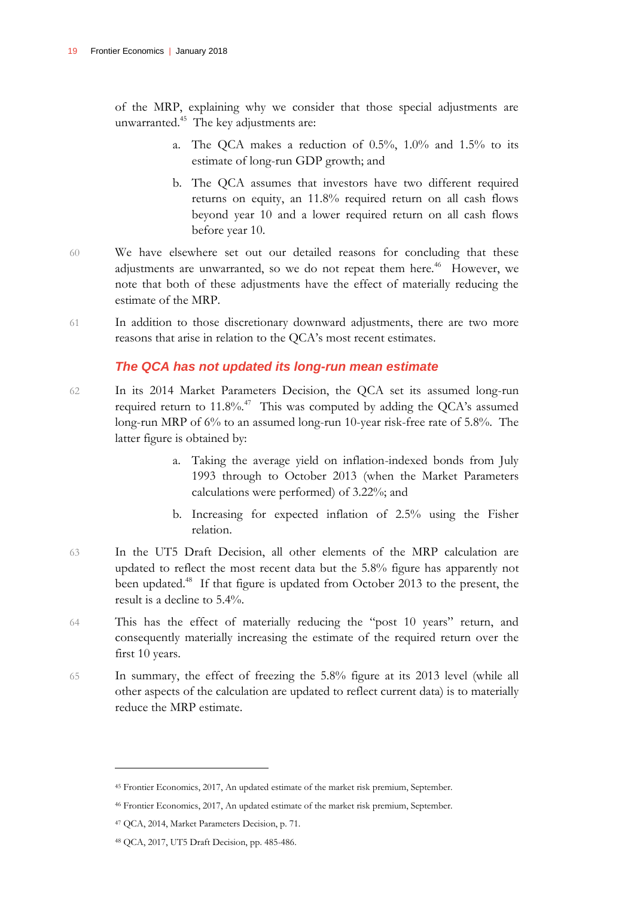of the MRP, explaining why we consider that those special adjustments are unwarranted.[45] The key adjustments are:

a. The QCA makes a reduction of 0.5%, 1.0% and 1.5% to its estimate of long-run GDP growth; and

b. The QCA assumes that investors have two different required returns on equity, an 11.8% required return on all cash flows beyond year 10 and a lower required return on all cash flows before year 10.

60 We have elsewhere set out our detailed reasons for concluding that these adjustments are unwarranted, so we do not repeat them here.[46] However, we note that both of these adjustments have the effect of materially reducing the estimate of the MRP.

61 In addition to those discretionary downward adjustments, there are two more reasons that arise in relation to the QCA's most recent estimates.

### *The QCA has not updated its long-run mean estimate*

62 In its 2014 Market Parameters Decision, the QCA set its assumed long-run required return to 11.8%.[47] This was computed by adding the QCA's assumed long-run MRP of 6% to an assumed long-run 10-year risk-free rate of 5.8%. The latter figure is obtained by:

a. Taking the average yield on inflation-indexed bonds from July 1993 through to October 2013 (when the Market Parameters calculations were performed) of 3.22%; and

b. Increasing for expected inflation of 2.5% using the Fisher relation.

63 In the UT5 Draft Decision, all other elements of the MRP calculation are updated to reflect the most recent data but the 5.8% figure has apparently not been updated.[48] If that figure is updated from October 2013 to the present, the result is a decline to 5.4%.

64 This has the effect of materially reducing the "post 10 years" return, and consequently materially increasing the estimate of the required return over the first 10 years.

65 In summary, the effect of freezing the 5.8% figure at its 2013 level (while all other aspects of the calculation are updated to reflect current data) is to materially reduce the MRP estimate.

---

[45] Frontier Economics, 2017, An updated estimate of the market risk premium, September.

[46] Frontier Economics, 2017, An updated estimate of the market risk premium, September.

[47] QCA, 2014, Market Parameters Decision, p. 71.

[48] QCA, 2017, UT5 Draft Decision, pp. 485-486.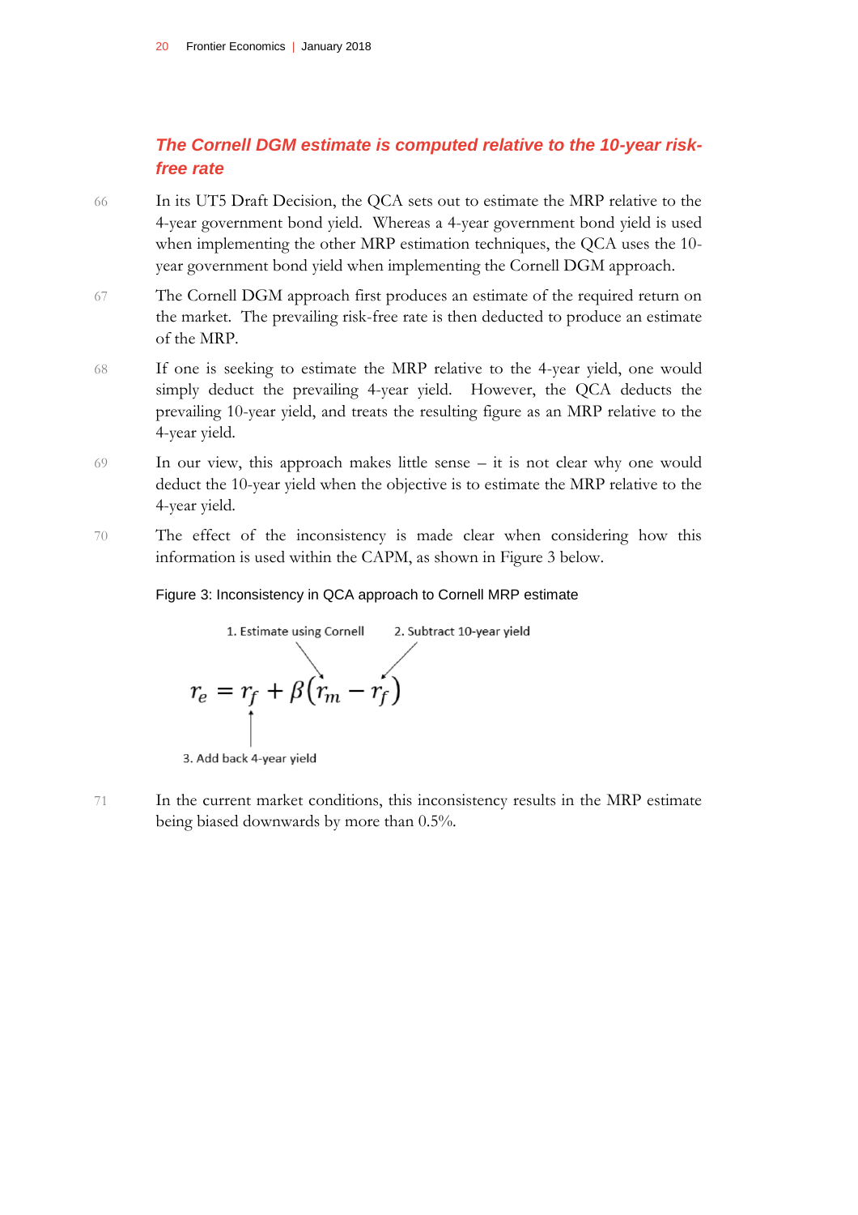### *The Cornell DGM estimate is computed relative to the 10-year risk-free rate*

66 In its UT5 Draft Decision, the QCA sets out to estimate the MRP relative to the 4-year government bond yield. Whereas a 4-year government bond yield is used when implementing the other MRP estimation techniques, the QCA uses the 10-year government bond yield when implementing the Cornell DGM approach.

67 The Cornell DGM approach first produces an estimate of the required return on the market. The prevailing risk-free rate is then deducted to produce an estimate of the MRP.

68 If one is seeking to estimate the MRP relative to the 4-year yield, one would simply deduct the prevailing 4-year yield. However, the QCA deducts the prevailing 10-year yield, and treats the resulting figure as an MRP relative to the 4-year yield.

69 In our view, this approach makes little sense – it is not clear why one would deduct the 10-year yield when the objective is to estimate the MRP relative to the 4-year yield.

70 The effect of the inconsistency is made clear when considering how this information is used within the CAPM, as shown in Figure 3 below.

Figure 3: Inconsistency in QCA approach to Cornell MRP estimate

1. Estimate using Cornell (points to $r_m$)

2. Subtract 10-year yield (points to the $r_f$ inside the brackets)

$$r_e = r_f + \beta(r_m - r_f)$$

3. Add back 4-year yield (points to the first $r_f$)

71 In the current market conditions, this inconsistency results in the MRP estimate being biased downwards by more than 0.5%.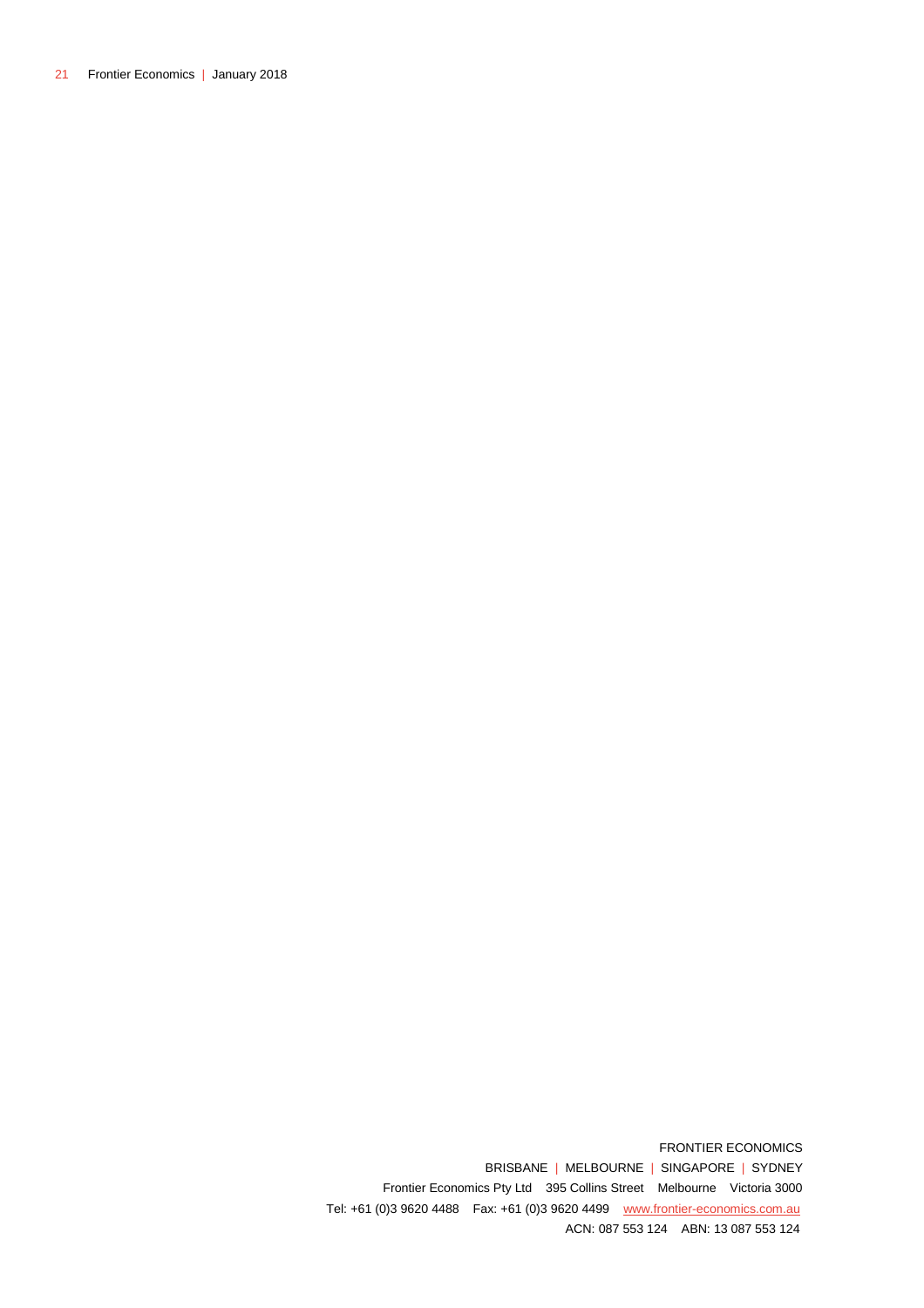FRONTIER ECONOMICS

BRISBANE | MELBOURNE | SINGAPORE | SYDNEY

Frontier Economics Pty Ltd 395 Collins Street Melbourne Victoria 3000

Tel: +61 (0)3 9620 4488 Fax: +61 (0)3 9620 4499 www.frontier-economics.com.au

ACN: 087 553 124 ABN: 13 087 553 124